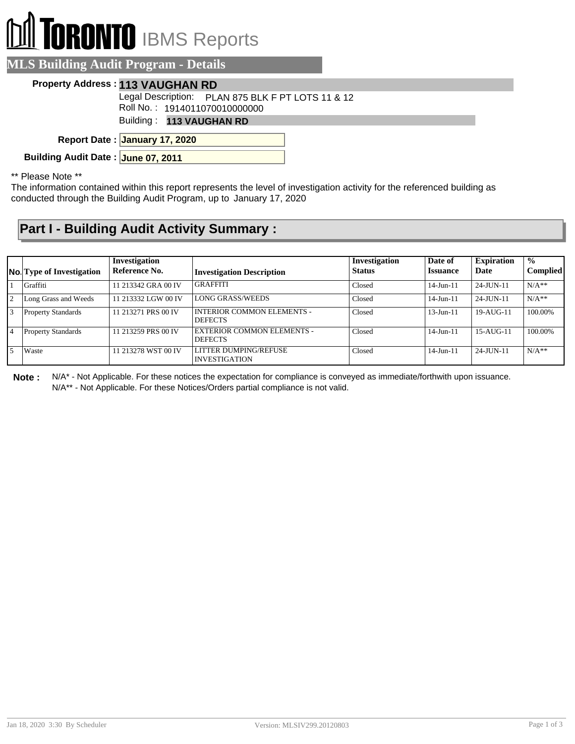# TORONTO IBMS Reports

## MLS Building Audit Program - Details

**Property Address :** **113 VAUGHAN RD**

Legal Description: PLAN 875 BLK F PT LOTS 11 & 12

Roll No. : 1914011070010000000

Building : **113 VAUGHAN RD**

**Report Date :** **January 17, 2020**

**Building Audit Date :** **June 07, 2011**

** Please Note **

The information contained within this report represents the level of investigation activity for the referenced building as conducted through the Building Audit Program, up to January 17, 2020

## Part I - Building Audit Activity Summary :

| No. | Type of Investigation | Investigation Reference No. | Investigation Description | Investigation Status | Date of Issuance | Expiration Date | % Complied |
|---|---|---|---|---|---|---|---|
| 1 | Graffiti | 11 213342 GRA 00 IV | GRAFFITI | Closed | 14-Jun-11 | 24-JUN-11 | N/A** |
| 2 | Long Grass and Weeds | 11 213332 LGW 00 IV | LONG GRASS/WEEDS | Closed | 14-Jun-11 | 24-JUN-11 | N/A** |
| 3 | Property Standards | 11 213271 PRS 00 IV | INTERIOR COMMON ELEMENTS - DEFECTS | Closed | 13-Jun-11 | 19-AUG-11 | 100.00% |
| 4 | Property Standards | 11 213259 PRS 00 IV | EXTERIOR COMMON ELEMENTS - DEFECTS | Closed | 14-Jun-11 | 15-AUG-11 | 100.00% |
| 5 | Waste | 11 213278 WST 00 IV | LITTER DUMPING/REFUSE INVESTIGATION | Closed | 14-Jun-11 | 24-JUN-11 | N/A** |

**Note :** N/A* - Not Applicable. For these notices the expectation for compliance is conveyed as immediate/forthwith upon issuance.
N/A** - Not Applicable. For these Notices/Orders partial compliance is not valid.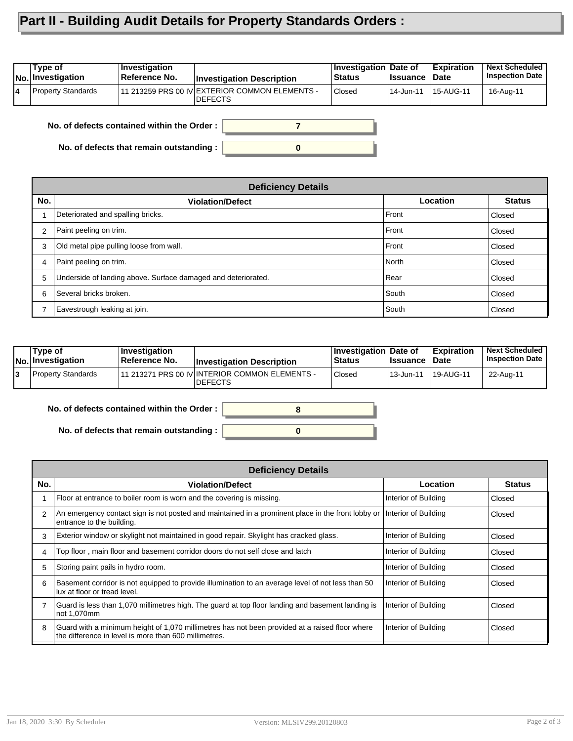# Part II - Building Audit Details for Property Standards Orders :

| No. | Type of Investigation | Investigation Reference No. | Investigation Description | Investigation Status | Date of Issuance | Expiration Date | Next Scheduled Inspection Date |
|---|---|---|---|---|---|---|---|
| 4 | Property Standards | 11 213259 PRS 00 IV | EXTERIOR COMMON ELEMENTS - DEFECTS | Closed | 14-Jun-11 | 15-AUG-11 | 16-Aug-11 |

**No. of defects contained within the Order :** 7

**No. of defects that remain outstanding :** 0

| Deficiency Details | | | |
|---|---|---|---|
| **No.** | **Violation/Defect** | **Location** | **Status** |
| 1 | Deteriorated and spalling bricks. | Front | Closed |
| 2 | Paint peeling on trim. | Front | Closed |
| 3 | Old metal pipe pulling loose from wall. | Front | Closed |
| 4 | Paint peeling on trim. | North | Closed |
| 5 | Underside of landing above. Surface damaged and deteriorated. | Rear | Closed |
| 6 | Several bricks broken. | South | Closed |
| 7 | Eavestrough leaking at join. | South | Closed |

| No. | Type of Investigation | Investigation Reference No. | Investigation Description | Investigation Status | Date of Issuance | Expiration Date | Next Scheduled Inspection Date |
|---|---|---|---|---|---|---|---|
| 3 | Property Standards | 11 213271 PRS 00 IV | INTERIOR COMMON ELEMENTS - DEFECTS | Closed | 13-Jun-11 | 19-AUG-11 | 22-Aug-11 |

**No. of defects contained within the Order :** 8

**No. of defects that remain outstanding :** 0

| Deficiency Details | | | |
|---|---|---|---|
| **No.** | **Violation/Defect** | **Location** | **Status** |
| 1 | Floor at entrance to boiler room is worn and the covering is missing. | Interior of Building | Closed |
| 2 | An emergency contact sign is not posted and maintained in a prominent place in the front lobby or entrance to the building. | Interior of Building | Closed |
| 3 | Exterior window or skylight not maintained in good repair. Skylight has cracked glass. | Interior of Building | Closed |
| 4 | Top floor , main floor and basement corridor doors do not self close and latch | Interior of Building | Closed |
| 5 | Storing paint pails in hydro room. | Interior of Building | Closed |
| 6 | Basement corridor is not equipped to provide illumination to an average level of not less than 50 lux at floor or tread level. | Interior of Building | Closed |
| 7 | Guard is less than 1,070 millimetres high. The guard at top floor landing and basement landing is not 1,070mm | Interior of Building | Closed |
| 8 | Guard with a minimum height of 1,070 millimetres has not been provided at a raised floor where the difference in level is more than 600 millimetres. | Interior of Building | Closed |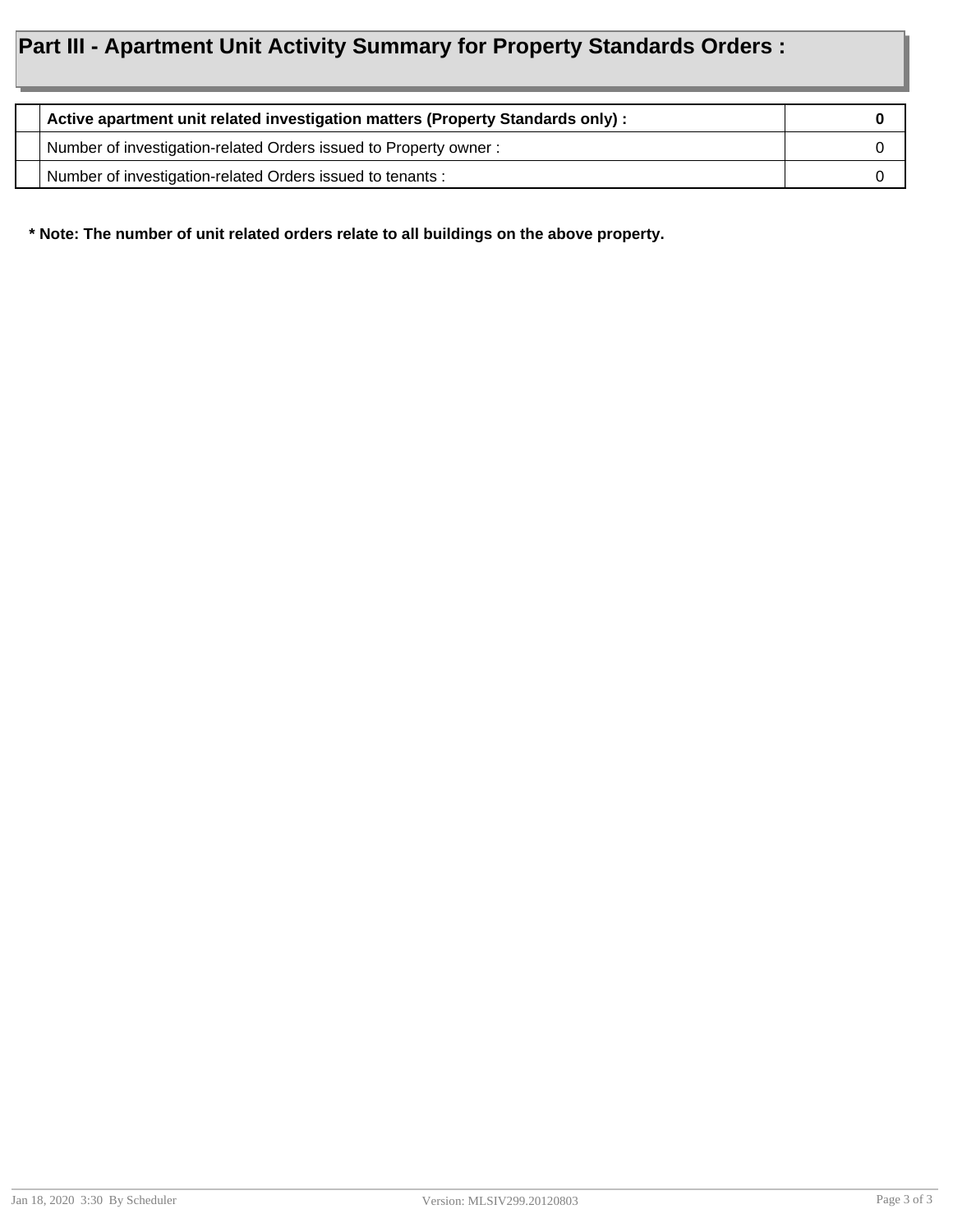## Part III - Apartment Unit Activity Summary for Property Standards Orders :

| | | |
|---|---|---|
| | **Active apartment unit related investigation matters (Property Standards only) :** | **0** |
| | Number of investigation-related Orders issued to Property owner : | 0 |
| | Number of investigation-related Orders issued to tenants : | 0 |

**\* Note: The number of unit related orders relate to all buildings on the above property.**

Jan 18, 2020 3:30 By Scheduler

Version: MLSIV299.20120803